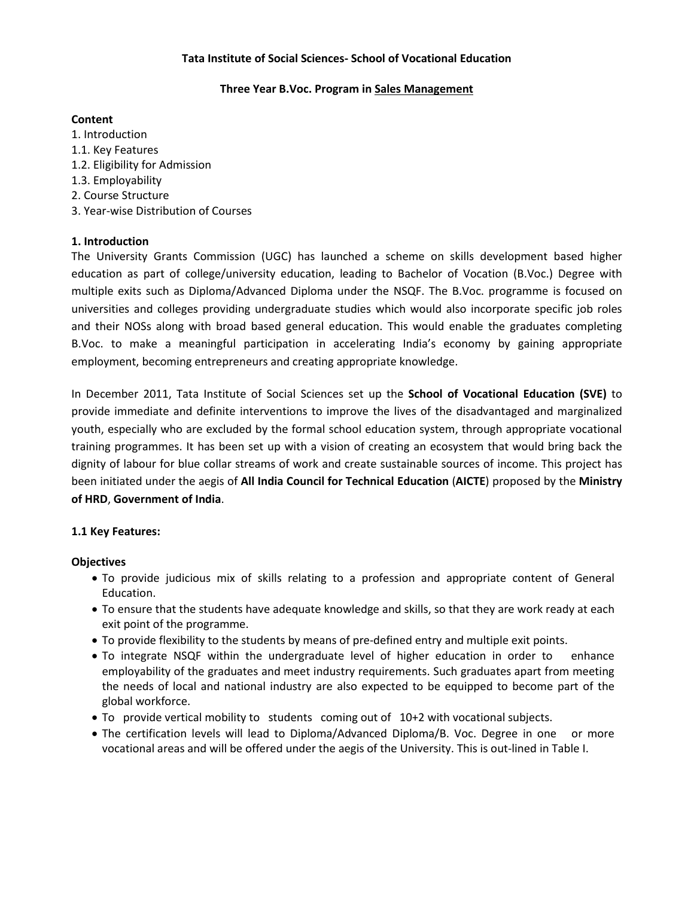**Tata Institute of Social Sciences- School of Vocational Education**

**Three Year B.Voc. Program in Sales Management**

**Content**

1. Introduction
1.1. Key Features
1.2. Eligibility for Admission
1.3. Employability
2. Course Structure
3. Year-wise Distribution of Courses

## 1. Introduction

The University Grants Commission (UGC) has launched a scheme on skills development based higher education as part of college/university education, leading to Bachelor of Vocation (B.Voc.) Degree with multiple exits such as Diploma/Advanced Diploma under the NSQF. The B.Voc. programme is focused on universities and colleges providing undergraduate studies which would also incorporate specific job roles and their NOSs along with broad based general education. This would enable the graduates completing B.Voc. to make a meaningful participation in accelerating India's economy by gaining appropriate employment, becoming entrepreneurs and creating appropriate knowledge.

In December 2011, Tata Institute of Social Sciences set up the **School of Vocational Education (SVE)** to provide immediate and definite interventions to improve the lives of the disadvantaged and marginalized youth, especially who are excluded by the formal school education system, through appropriate vocational training programmes. It has been set up with a vision of creating an ecosystem that would bring back the dignity of labour for blue collar streams of work and create sustainable sources of income. This project has been initiated under the aegis of **All India Council for Technical Education** (**AICTE**) proposed by the **Ministry of HRD**, **Government of India**.

### 1.1 Key Features:

**Objectives**

- To provide judicious mix of skills relating to a profession and appropriate content of General Education.
- To ensure that the students have adequate knowledge and skills, so that they are work ready at each exit point of the programme.
- To provide flexibility to the students by means of pre-defined entry and multiple exit points.
- To integrate NSQF within the undergraduate level of higher education in order to enhance employability of the graduates and meet industry requirements. Such graduates apart from meeting the needs of local and national industry are also expected to be equipped to become part of the global workforce.
- To provide vertical mobility to students coming out of 10+2 with vocational subjects.
- The certification levels will lead to Diploma/Advanced Diploma/B. Voc. Degree in one or more vocational areas and will be offered under the aegis of the University. This is out-lined in Table I.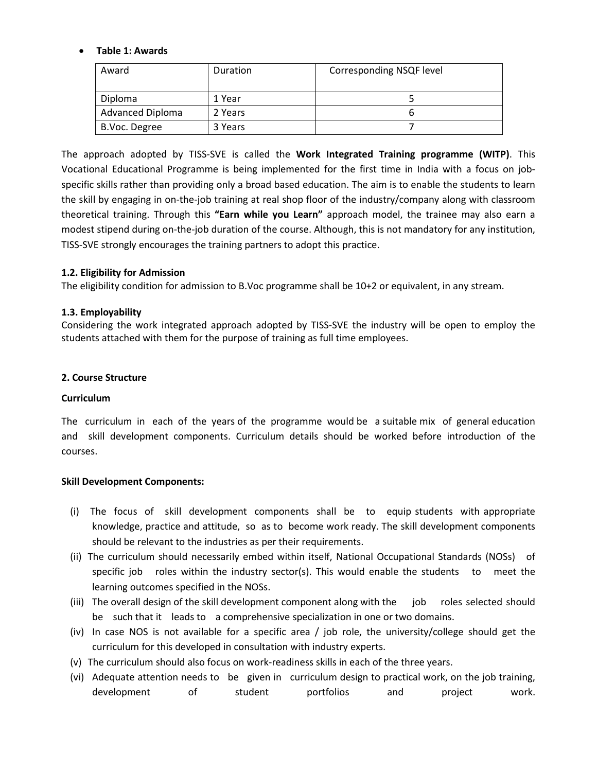- **Table 1: Awards**

| Award | Duration | Corresponding NSQF level |
|---|---|---|
| Diploma | 1 Year | 5 |
| Advanced Diploma | 2 Years | 6 |
| B.Voc. Degree | 3 Years | 7 |

The approach adopted by TISS-SVE is called the **Work Integrated Training programme (WITP)**. This Vocational Educational Programme is being implemented for the first time in India with a focus on job-specific skills rather than providing only a broad based education. The aim is to enable the students to learn the skill by engaging in on-the-job training at real shop floor of the industry/company along with classroom theoretical training. Through this **"Earn while you Learn"** approach model, the trainee may also earn a modest stipend during on-the-job duration of the course. Although, this is not mandatory for any institution, TISS-SVE strongly encourages the training partners to adopt this practice.

### 1.2. Eligibility for Admission

The eligibility condition for admission to B.Voc programme shall be 10+2 or equivalent, in any stream.

### 1.3. Employability

Considering the work integrated approach adopted by TISS-SVE the industry will be open to employ the students attached with them for the purpose of training as full time employees.

## 2. Course Structure

### Curriculum

The curriculum in each of the years of the programme would be a suitable mix of general education and skill development components. Curriculum details should be worked before introduction of the courses.

### Skill Development Components:

(i) The focus of skill development components shall be to equip students with appropriate knowledge, practice and attitude, so as to become work ready. The skill development components should be relevant to the industries as per their requirements.

(ii) The curriculum should necessarily embed within itself, National Occupational Standards (NOSs) of specific job roles within the industry sector(s). This would enable the students to meet the learning outcomes specified in the NOSs.

(iii) The overall design of the skill development component along with the job roles selected should be such that it leads to a comprehensive specialization in one or two domains.

(iv) In case NOS is not available for a specific area / job role, the university/college should get the curriculum for this developed in consultation with industry experts.

(v) The curriculum should also focus on work-readiness skills in each of the three years.

(vi) Adequate attention needs to be given in curriculum design to practical work, on the job training, development of student portfolios and project work.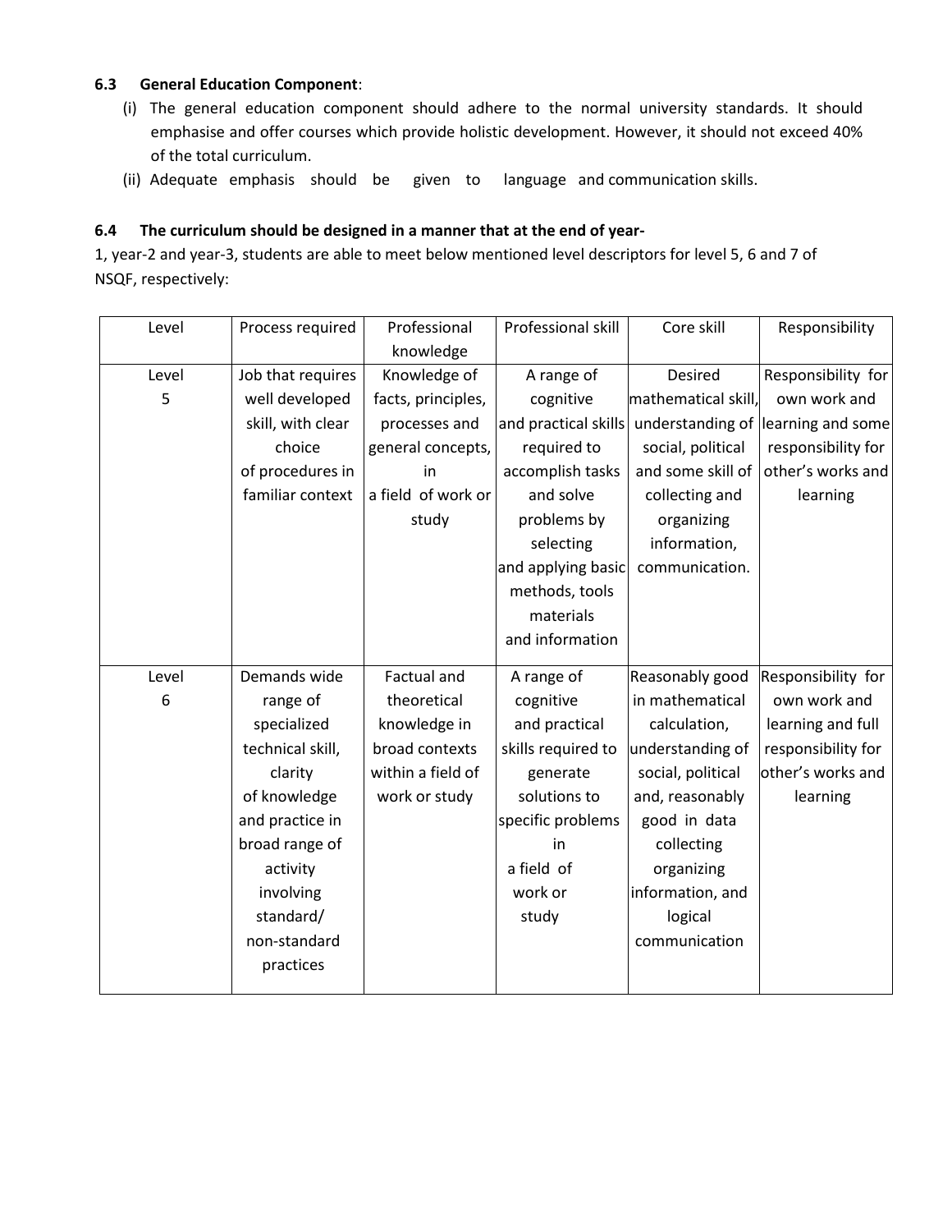### 6.3 General Education Component:

(i) The general education component should adhere to the normal university standards. It should emphasise and offer courses which provide holistic development. However, it should not exceed 40% of the total curriculum.

(ii) Adequate emphasis should be given to language and communication skills.

### 6.4 The curriculum should be designed in a manner that at the end of year-

1, year-2 and year-3, students are able to meet below mentioned level descriptors for level 5, 6 and 7 of NSQF, respectively:

| Level | Process required | Professional knowledge | Professional skill | Core skill | Responsibility |
|---|---|---|---|---|---|
| Level 5 | Job that requires well developed skill, with clear choice of procedures in familiar context | Knowledge of facts, principles, processes and general concepts, in a field of work or study | A range of cognitive and practical skills required to accomplish tasks and solve problems by selecting and applying basic methods, tools materials and information | Desired mathematical skill, understanding of social, political and some skill of collecting and organizing information, communication. | Responsibility for own work and learning and some responsibility for other's works and learning |
| Level 6 | Demands wide range of specialized technical skill, clarity of knowledge and practice in broad range of activity involving standard/ non-standard practices | Factual and theoretical knowledge in broad contexts within a field of work or study | A range of cognitive and practical skills required to generate solutions to specific problems in a field of work or study | Reasonably good in mathematical calculation, understanding of social, political and, reasonably good in data collecting organizing information, and logical communication | Responsibility for own work and learning and full responsibility for other's works and learning |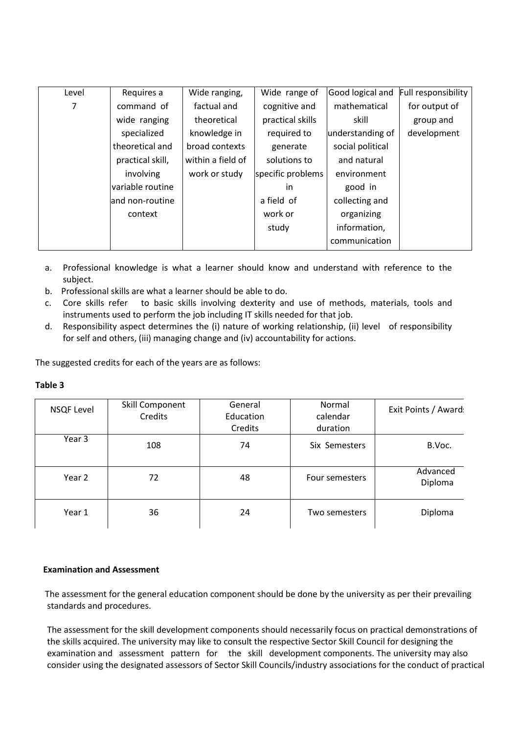| Level 7 | Requires a command of wide ranging specialized theoretical and practical skill, involving variable routine and non-routine context | Wide ranging, factual and theoretical knowledge in broad contexts within a field of work or study | Wide range of cognitive and practical skills required to generate solutions to specific problems in a field of work or study | Good logical and mathematical skill understanding of social political and natural environment good in collecting and organizing information, communication | Full responsibility for output of group and development |
|---|---|---|---|---|---|

a. Professional knowledge is what a learner should know and understand with reference to the subject.
b. Professional skills are what a learner should be able to do.
c. Core skills refer to basic skills involving dexterity and use of methods, materials, tools and instruments used to perform the job including IT skills needed for that job.
d. Responsibility aspect determines the (i) nature of working relationship, (ii) level of responsibility for self and others, (iii) managing change and (iv) accountability for actions.

The suggested credits for each of the years are as follows:

**Table 3**

| NSQF Level | Skill Component Credits | General Education Credits | Normal calendar duration | Exit Points / Awards |
|---|---|---|---|---|
| Year 3 | 108 | 74 | Six Semesters | B.Voc. |
| Year 2 | 72 | 48 | Four semesters | Advanced Diploma |
| Year 1 | 36 | 24 | Two semesters | Diploma |

**Examination and Assessment**

The assessment for the general education component should be done by the university as per their prevailing standards and procedures.

The assessment for the skill development components should necessarily focus on practical demonstrations of the skills acquired. The university may like to consult the respective Sector Skill Council for designing the examination and assessment pattern for the skill development components. The university may also consider using the designated assessors of Sector Skill Councils/industry associations for the conduct of practical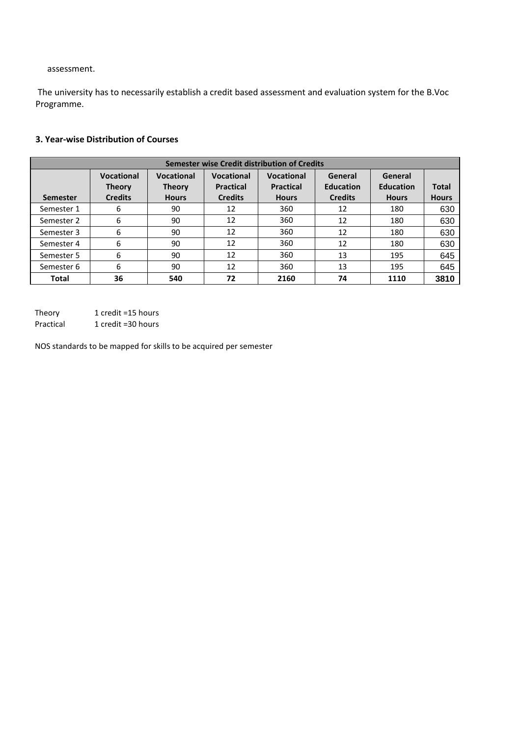assessment.

The university has to necessarily establish a credit based assessment and evaluation system for the B.Voc Programme.

### 3. Year-wise Distribution of Courses

| Semester wise Credit distribution of Credits | | | | | | | |
|---|---|---|---|---|---|---|---|
| **Semester** | **Vocational Theory Credits** | **Vocational Theory Hours** | **Vocational Practical Credits** | **Vocational Practical Hours** | **General Education Credits** | **General Education Hours** | **Total Hours** |
| Semester 1 | 6 | 90 | 12 | 360 | 12 | 180 | 630 |
| Semester 2 | 6 | 90 | 12 | 360 | 12 | 180 | 630 |
| Semester 3 | 6 | 90 | 12 | 360 | 12 | 180 | 630 |
| Semester 4 | 6 | 90 | 12 | 360 | 12 | 180 | 630 |
| Semester 5 | 6 | 90 | 12 | 360 | 13 | 195 | 645 |
| Semester 6 | 6 | 90 | 12 | 360 | 13 | 195 | 645 |
| **Total** | **36** | **540** | **72** | **2160** | **74** | **1110** | **3810** |

Theory    1 credit =15 hours
Practical    1 credit =30 hours

NOS standards to be mapped for skills to be acquired per semester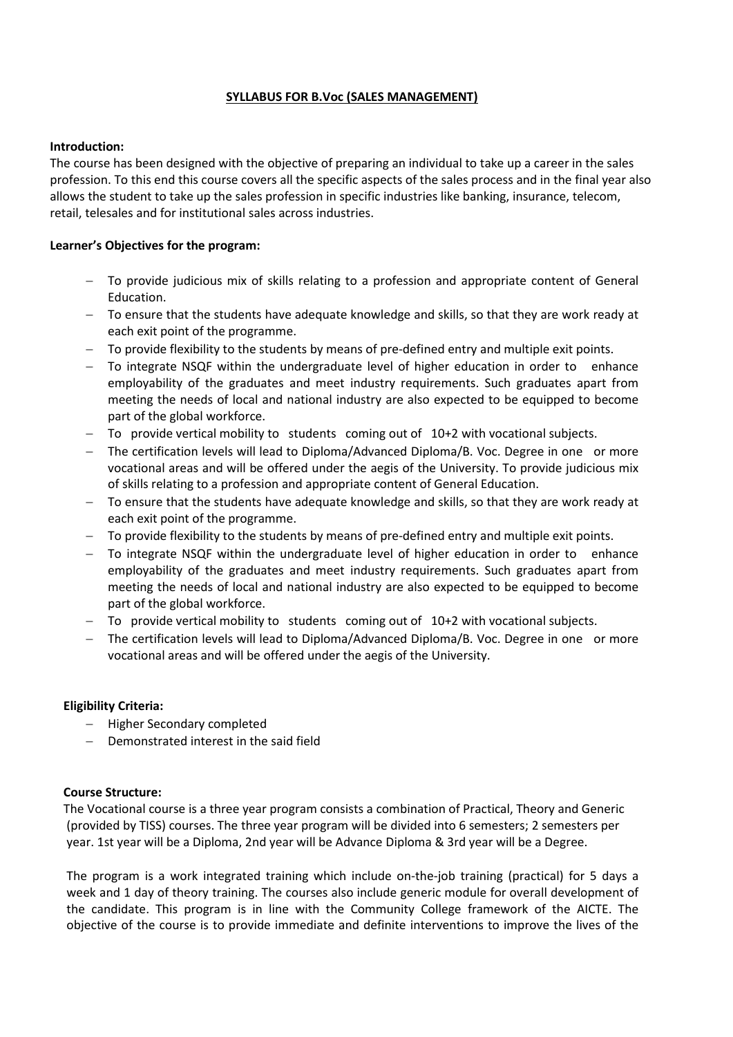**SYLLABUS FOR B.Voc (SALES MANAGEMENT)**

**Introduction:**

The course has been designed with the objective of preparing an individual to take up a career in the sales profession. To this end this course covers all the specific aspects of the sales process and in the final year also allows the student to take up the sales profession in specific industries like banking, insurance, telecom, retail, telesales and for institutional sales across industries.

**Learner's Objectives for the program:**

- To provide judicious mix of skills relating to a profession and appropriate content of General Education.
- To ensure that the students have adequate knowledge and skills, so that they are work ready at each exit point of the programme.
- To provide flexibility to the students by means of pre-defined entry and multiple exit points.
- To integrate NSQF within the undergraduate level of higher education in order to enhance employability of the graduates and meet industry requirements. Such graduates apart from meeting the needs of local and national industry are also expected to be equipped to become part of the global workforce.
- To provide vertical mobility to students coming out of 10+2 with vocational subjects.
- The certification levels will lead to Diploma/Advanced Diploma/B. Voc. Degree in one or more vocational areas and will be offered under the aegis of the University. To provide judicious mix of skills relating to a profession and appropriate content of General Education.
- To ensure that the students have adequate knowledge and skills, so that they are work ready at each exit point of the programme.
- To provide flexibility to the students by means of pre-defined entry and multiple exit points.
- To integrate NSQF within the undergraduate level of higher education in order to enhance employability of the graduates and meet industry requirements. Such graduates apart from meeting the needs of local and national industry are also expected to be equipped to become part of the global workforce.
- To provide vertical mobility to students coming out of 10+2 with vocational subjects.
- The certification levels will lead to Diploma/Advanced Diploma/B. Voc. Degree in one or more vocational areas and will be offered under the aegis of the University.

**Eligibility Criteria:**

- Higher Secondary completed
- Demonstrated interest in the said field

**Course Structure:**

The Vocational course is a three year program consists a combination of Practical, Theory and Generic (provided by TISS) courses. The three year program will be divided into 6 semesters; 2 semesters per year. 1st year will be a Diploma, 2nd year will be Advance Diploma & 3rd year will be a Degree.

The program is a work integrated training which include on-the-job training (practical) for 5 days a week and 1 day of theory training. The courses also include generic module for overall development of the candidate. This program is in line with the Community College framework of the AICTE. The objective of the course is to provide immediate and definite interventions to improve the lives of the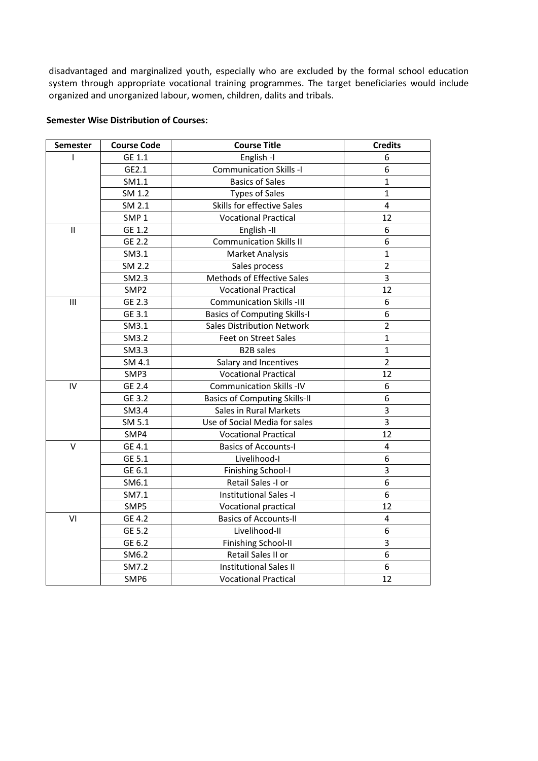disadvantaged and marginalized youth, especially who are excluded by the formal school education system through appropriate vocational training programmes. The target beneficiaries would include organized and unorganized labour, women, children, dalits and tribals.

**Semester Wise Distribution of Courses:**

| Semester | Course Code | Course Title | Credits |
|---|---|---|---|
| I | GE 1.1 | English -I | 6 |
| | GE2.1 | Communication Skills -I | 6 |
| | SM1.1 | Basics of Sales | 1 |
| | SM 1.2 | Types of Sales | 1 |
| | SM 2.1 | Skills for effective Sales | 4 |
| | SMP 1 | Vocational Practical | 12 |
| II | GE 1.2 | English -II | 6 |
| | GE 2.2 | Communication Skills II | 6 |
| | SM3.1 | Market Analysis | 1 |
| | SM 2.2 | Sales process | 2 |
| | SM2.3 | Methods of Effective Sales | 3 |
| | SMP2 | Vocational Practical | 12 |
| III | GE 2.3 | Communication Skills -III | 6 |
| | GE 3.1 | Basics of Computing Skills-I | 6 |
| | SM3.1 | Sales Distribution Network | 2 |
| | SM3.2 | Feet on Street Sales | 1 |
| | SM3.3 | B2B sales | 1 |
| | SM 4.1 | Salary and Incentives | 2 |
| | SMP3 | Vocational Practical | 12 |
| IV | GE 2.4 | Communication Skills -IV | 6 |
| | GE 3.2 | Basics of Computing Skills-II | 6 |
| | SM3.4 | Sales in Rural Markets | 3 |
| | SM 5.1 | Use of Social Media for sales | 3 |
| | SMP4 | Vocational Practical | 12 |
| V | GE 4.1 | Basics of Accounts-I | 4 |
| | GE 5.1 | Livelihood-I | 6 |
| | GE 6.1 | Finishing School-I | 3 |
| | SM6.1 | Retail Sales -I or | 6 |
| | SM7.1 | Institutional Sales -I | 6 |
| | SMP5 | Vocational practical | 12 |
| VI | GE 4.2 | Basics of Accounts-II | 4 |
| | GE 5.2 | Livelihood-II | 6 |
| | GE 6.2 | Finishing School-II | 3 |
| | SM6.2 | Retail Sales II or | 6 |
| | SM7.2 | Institutional Sales II | 6 |
| | SMP6 | Vocational Practical | 12 |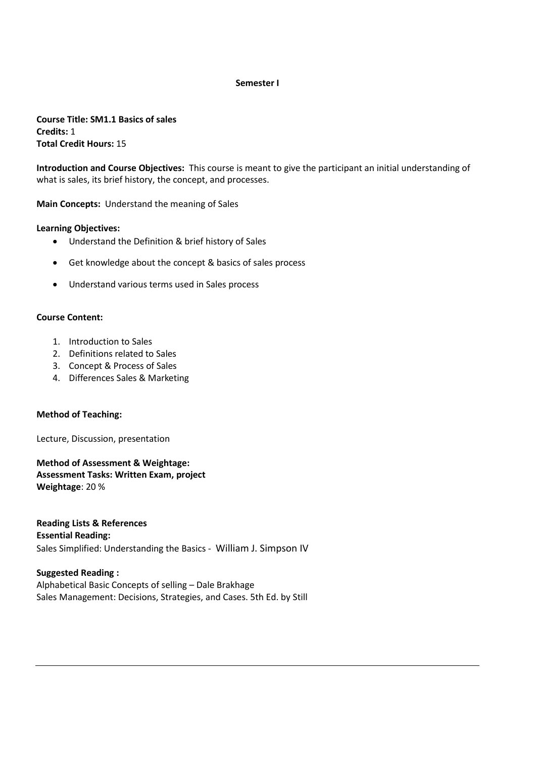**Semester I**

**Course Title: SM1.1 Basics of sales**
**Credits:** 1
**Total Credit Hours:** 15

**Introduction and Course Objectives:** This course is meant to give the participant an initial understanding of what is sales, its brief history, the concept, and processes.

**Main Concepts:** Understand the meaning of Sales

**Learning Objectives:**

- Understand the Definition & brief history of Sales
- Get knowledge about the concept & basics of sales process
- Understand various terms used in Sales process

**Course Content:**

1. Introduction to Sales
2. Definitions related to Sales
3. Concept & Process of Sales
4. Differences Sales & Marketing

**Method of Teaching:**

Lecture, Discussion, presentation

**Method of Assessment & Weightage:**
**Assessment Tasks: Written Exam, project**
**Weightage**: 20 %

**Reading Lists & References**
**Essential Reading:**
Sales Simplified: Understanding the Basics - William J. Simpson IV

**Suggested Reading :**
Alphabetical Basic Concepts of selling – Dale Brakhage
Sales Management: Decisions, Strategies, and Cases. 5th Ed. by Still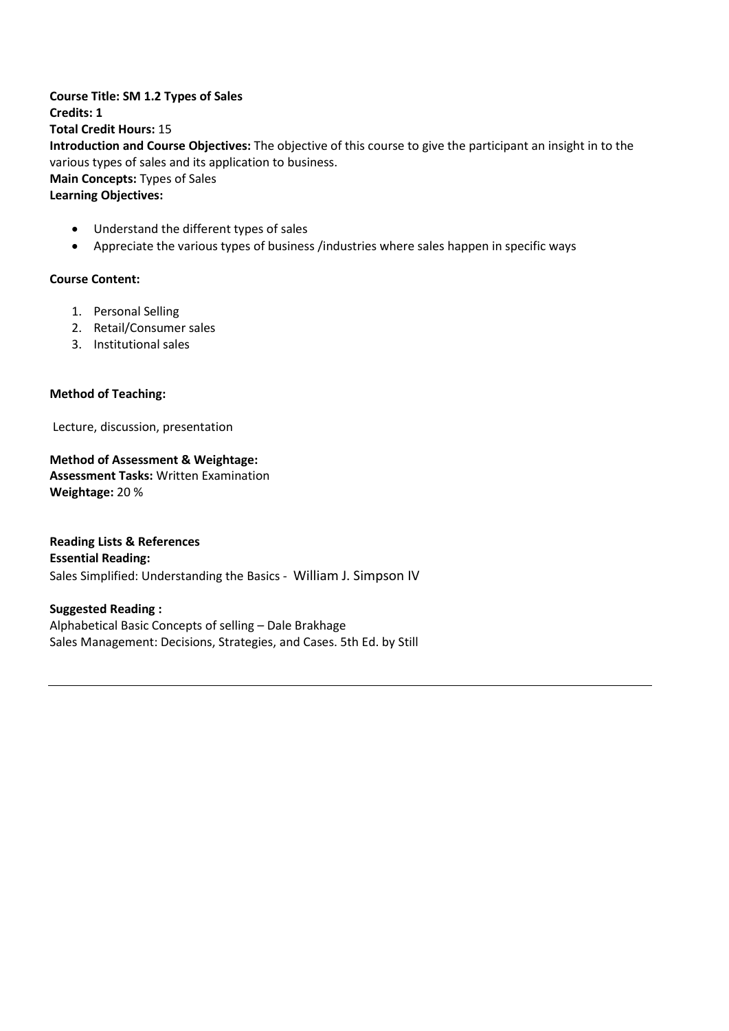**Course Title: SM 1.2 Types of Sales**
**Credits: 1**
**Total Credit Hours:** 15
**Introduction and Course Objectives:** The objective of this course to give the participant an insight in to the various types of sales and its application to business.
**Main Concepts:** Types of Sales
**Learning Objectives:**

- Understand the different types of sales
- Appreciate the various types of business /industries where sales happen in specific ways

**Course Content:**

1. Personal Selling
2. Retail/Consumer sales
3. Institutional sales

**Method of Teaching:**

Lecture, discussion, presentation

**Method of Assessment & Weightage:**
**Assessment Tasks:** Written Examination
**Weightage:** 20 %

**Reading Lists & References**
**Essential Reading:**
Sales Simplified: Understanding the Basics - William J. Simpson IV

**Suggested Reading :**
Alphabetical Basic Concepts of selling – Dale Brakhage
Sales Management: Decisions, Strategies, and Cases. 5th Ed. by Still

---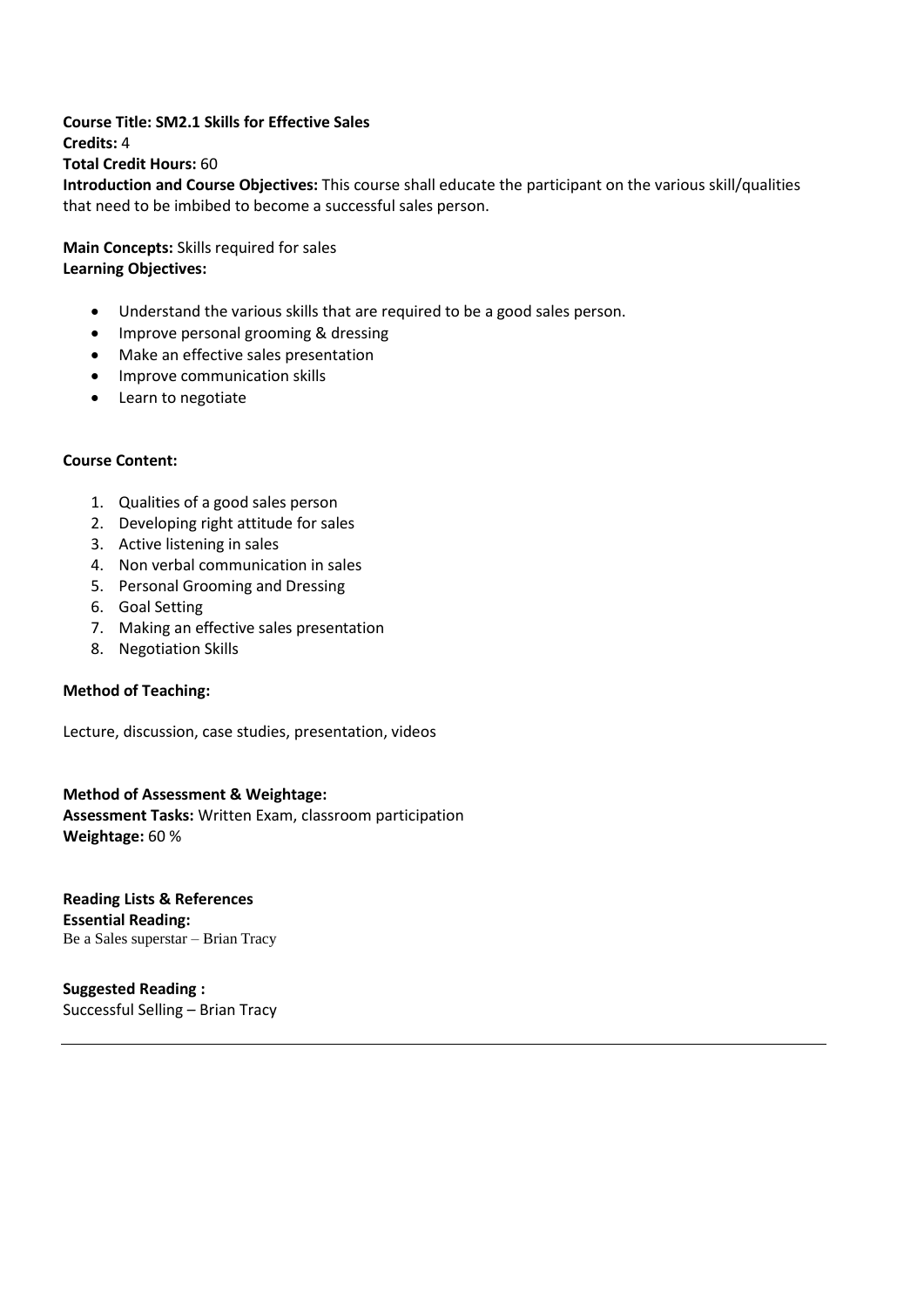**Course Title: SM2.1 Skills for Effective Sales**
**Credits:** 4
**Total Credit Hours:** 60
**Introduction and Course Objectives:** This course shall educate the participant on the various skill/qualities that need to be imbibed to become a successful sales person.

**Main Concepts:** Skills required for sales
**Learning Objectives:**

- Understand the various skills that are required to be a good sales person.
- Improve personal grooming & dressing
- Make an effective sales presentation
- Improve communication skills
- Learn to negotiate

**Course Content:**

1. Qualities of a good sales person
2. Developing right attitude for sales
3. Active listening in sales
4. Non verbal communication in sales
5. Personal Grooming and Dressing
6. Goal Setting
7. Making an effective sales presentation
8. Negotiation Skills

**Method of Teaching:**

Lecture, discussion, case studies, presentation, videos

**Method of Assessment & Weightage:**
**Assessment Tasks:** Written Exam, classroom participation
**Weightage:** 60 %

**Reading Lists & References**
**Essential Reading:**
Be a Sales superstar – Brian Tracy

**Suggested Reading :**
Successful Selling – Brian Tracy

---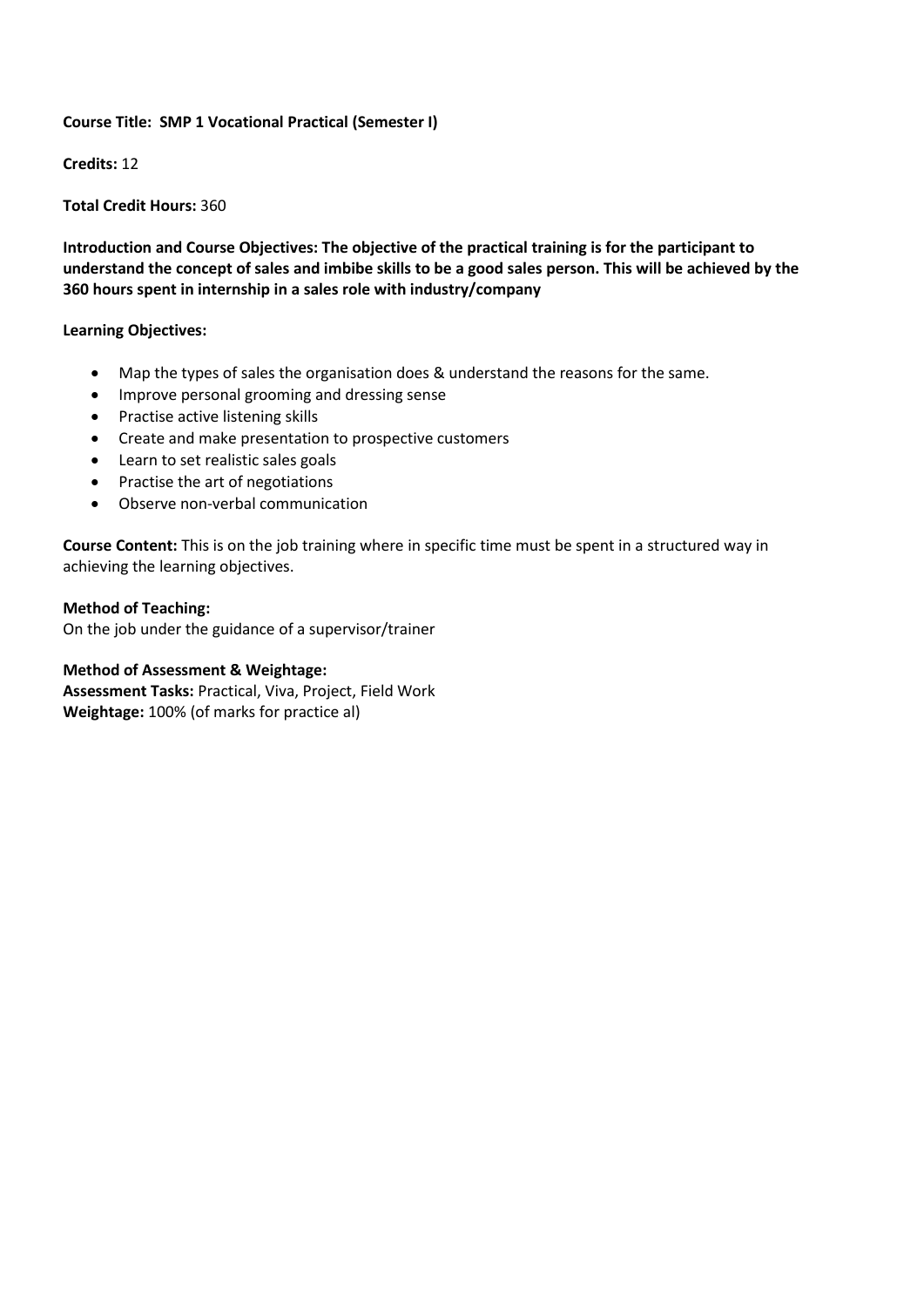**Course Title: SMP 1 Vocational Practical (Semester I)**

**Credits:** 12

**Total Credit Hours:** 360

**Introduction and Course Objectives: The objective of the practical training is for the participant to understand the concept of sales and imbibe skills to be a good sales person. This will be achieved by the 360 hours spent in internship in a sales role with industry/company**

**Learning Objectives:**

- Map the types of sales the organisation does & understand the reasons for the same.
- Improve personal grooming and dressing sense
- Practise active listening skills
- Create and make presentation to prospective customers
- Learn to set realistic sales goals
- Practise the art of negotiations
- Observe non-verbal communication

**Course Content:** This is on the job training where in specific time must be spent in a structured way in achieving the learning objectives.

**Method of Teaching:**
On the job under the guidance of a supervisor/trainer

**Method of Assessment & Weightage:**
**Assessment Tasks:** Practical, Viva, Project, Field Work
**Weightage:** 100% (of marks for practice al)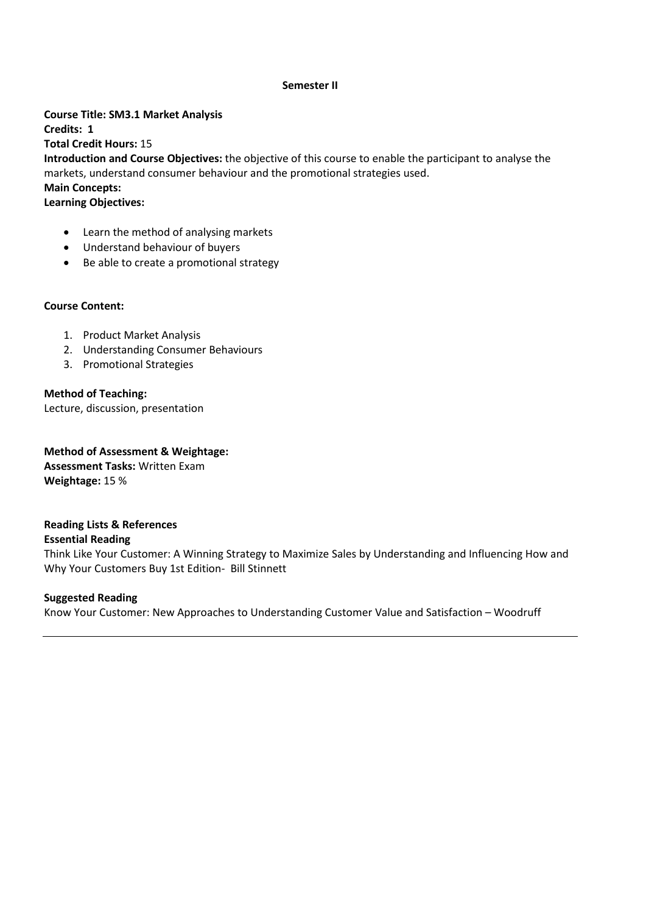**Semester II**

**Course Title: SM3.1 Market Analysis**
**Credits: 1**
**Total Credit Hours:** 15
**Introduction and Course Objectives:** the objective of this course to enable the participant to analyse the markets, understand consumer behaviour and the promotional strategies used.
**Main Concepts:**
**Learning Objectives:**

- Learn the method of analysing markets
- Understand behaviour of buyers
- Be able to create a promotional strategy

**Course Content:**

1. Product Market Analysis
2. Understanding Consumer Behaviours
3. Promotional Strategies

**Method of Teaching:**
Lecture, discussion, presentation

**Method of Assessment & Weightage:**
**Assessment Tasks:** Written Exam
**Weightage:** 15 %

**Reading Lists & References**
**Essential Reading**
Think Like Your Customer: A Winning Strategy to Maximize Sales by Understanding and Influencing How and Why Your Customers Buy 1st Edition- Bill Stinnett

**Suggested Reading**
Know Your Customer: New Approaches to Understanding Customer Value and Satisfaction – Woodruff

---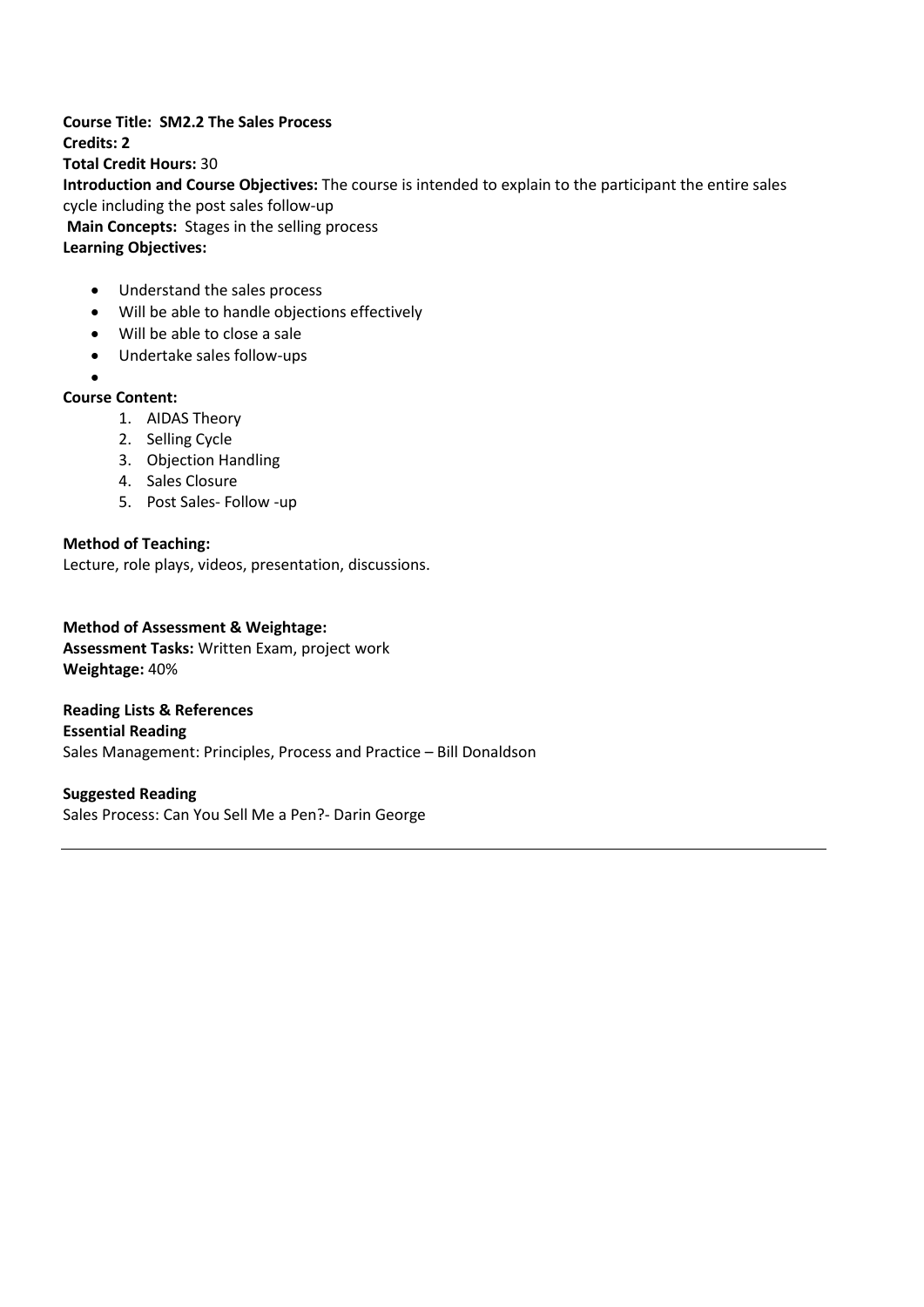**Course Title: SM2.2 The Sales Process**
**Credits: 2**
**Total Credit Hours:** 30
**Introduction and Course Objectives:** The course is intended to explain to the participant the entire sales cycle including the post sales follow-up
**Main Concepts:** Stages in the selling process
**Learning Objectives:**

- Understand the sales process
- Will be able to handle objections effectively
- Will be able to close a sale
- Undertake sales follow-ups
-

**Course Content:**

1. AIDAS Theory
2. Selling Cycle
3. Objection Handling
4. Sales Closure
5. Post Sales- Follow -up

**Method of Teaching:**
Lecture, role plays, videos, presentation, discussions.

**Method of Assessment & Weightage:**
**Assessment Tasks:** Written Exam, project work
**Weightage:** 40%

**Reading Lists & References**
**Essential Reading**
Sales Management: Principles, Process and Practice – Bill Donaldson

**Suggested Reading**
Sales Process: Can You Sell Me a Pen?- Darin George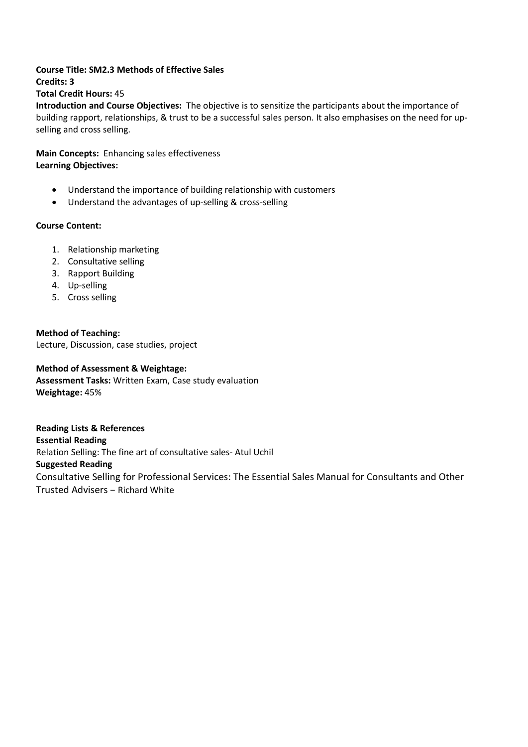**Course Title: SM2.3 Methods of Effective Sales**
**Credits: 3**
**Total Credit Hours:** 45
**Introduction and Course Objectives:** The objective is to sensitize the participants about the importance of building rapport, relationships, & trust to be a successful sales person. It also emphasises on the need for up-selling and cross selling.

**Main Concepts:** Enhancing sales effectiveness
**Learning Objectives:**

- Understand the importance of building relationship with customers
- Understand the advantages of up-selling & cross-selling

**Course Content:**

1. Relationship marketing
2. Consultative selling
3. Rapport Building
4. Up-selling
5. Cross selling

**Method of Teaching:**
Lecture, Discussion, case studies, project

**Method of Assessment & Weightage:**
**Assessment Tasks:** Written Exam, Case study evaluation
**Weightage:** 45%

**Reading Lists & References**
**Essential Reading**
Relation Selling: The fine art of consultative sales- Atul Uchil
**Suggested Reading**
Consultative Selling for Professional Services: The Essential Sales Manual for Consultants and Other Trusted Advisers – Richard White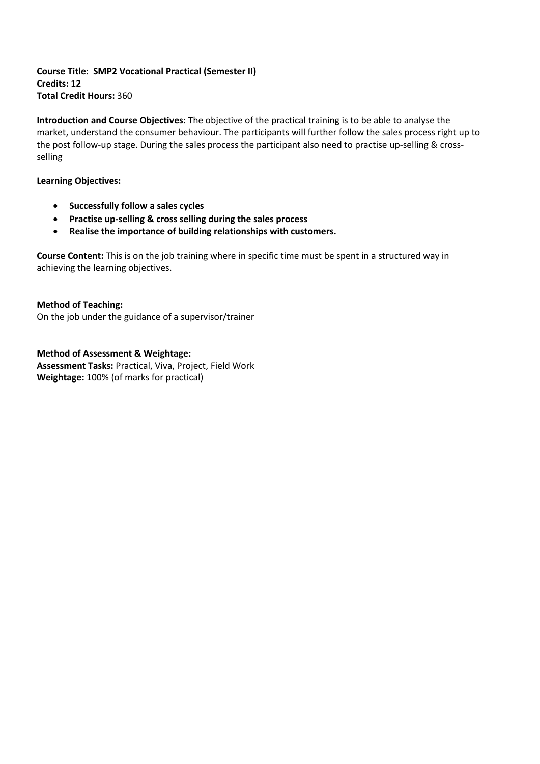**Course Title: SMP2 Vocational Practical (Semester II)**
**Credits: 12**
**Total Credit Hours:** 360

**Introduction and Course Objectives:** The objective of the practical training is to be able to analyse the market, understand the consumer behaviour. The participants will further follow the sales process right up to the post follow-up stage. During the sales process the participant also need to practise up-selling & cross-selling

**Learning Objectives:**

- **Successfully follow a sales cycles**
- **Practise up-selling & cross selling during the sales process**
- **Realise the importance of building relationships with customers.**

**Course Content:** This is on the job training where in specific time must be spent in a structured way in achieving the learning objectives.

**Method of Teaching:**
On the job under the guidance of a supervisor/trainer

**Method of Assessment & Weightage:**
**Assessment Tasks:** Practical, Viva, Project, Field Work
**Weightage:** 100% (of marks for practical)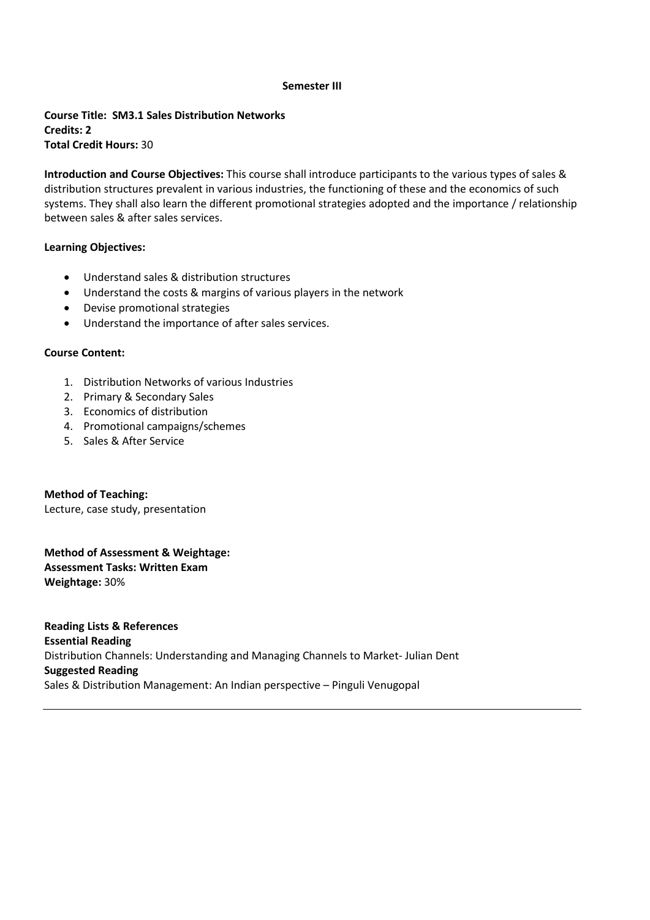**Semester III**

**Course Title: SM3.1 Sales Distribution Networks**
**Credits: 2**
**Total Credit Hours:** 30

**Introduction and Course Objectives:** This course shall introduce participants to the various types of sales & distribution structures prevalent in various industries, the functioning of these and the economics of such systems. They shall also learn the different promotional strategies adopted and the importance / relationship between sales & after sales services.

**Learning Objectives:**

- Understand sales & distribution structures
- Understand the costs & margins of various players in the network
- Devise promotional strategies
- Understand the importance of after sales services.

**Course Content:**

1. Distribution Networks of various Industries
2. Primary & Secondary Sales
3. Economics of distribution
4. Promotional campaigns/schemes
5. Sales & After Service

**Method of Teaching:**
Lecture, case study, presentation

**Method of Assessment & Weightage:**
**Assessment Tasks: Written Exam**
**Weightage:** 30%

**Reading Lists & References**
**Essential Reading**
Distribution Channels: Understanding and Managing Channels to Market- Julian Dent
**Suggested Reading**
Sales & Distribution Management: An Indian perspective – Pinguli Venugopal

---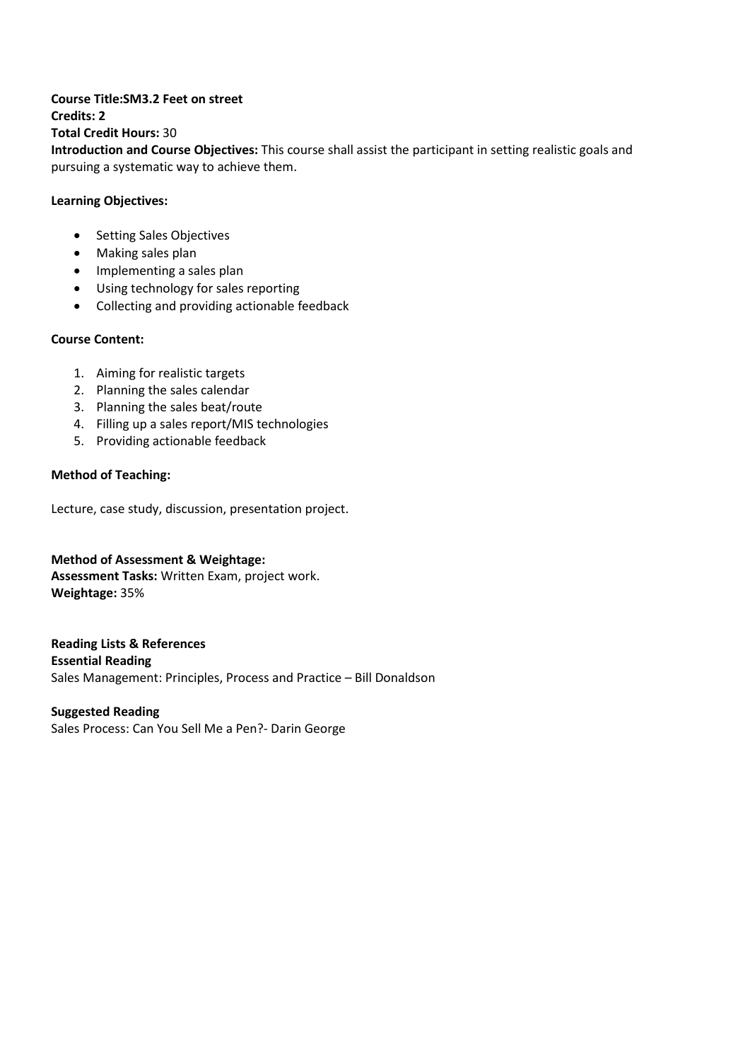**Course Title:SM3.2 Feet on street**
**Credits: 2**
**Total Credit Hours:** 30
**Introduction and Course Objectives:** This course shall assist the participant in setting realistic goals and pursuing a systematic way to achieve them.

**Learning Objectives:**

- Setting Sales Objectives
- Making sales plan
- Implementing a sales plan
- Using technology for sales reporting
- Collecting and providing actionable feedback

**Course Content:**

1. Aiming for realistic targets
2. Planning the sales calendar
3. Planning the sales beat/route
4. Filling up a sales report/MIS technologies
5. Providing actionable feedback

**Method of Teaching:**

Lecture, case study, discussion, presentation project.

**Method of Assessment & Weightage:**
**Assessment Tasks:** Written Exam, project work.
**Weightage:** 35%

**Reading Lists & References**
**Essential Reading**
Sales Management: Principles, Process and Practice – Bill Donaldson

**Suggested Reading**
Sales Process: Can You Sell Me a Pen?- Darin George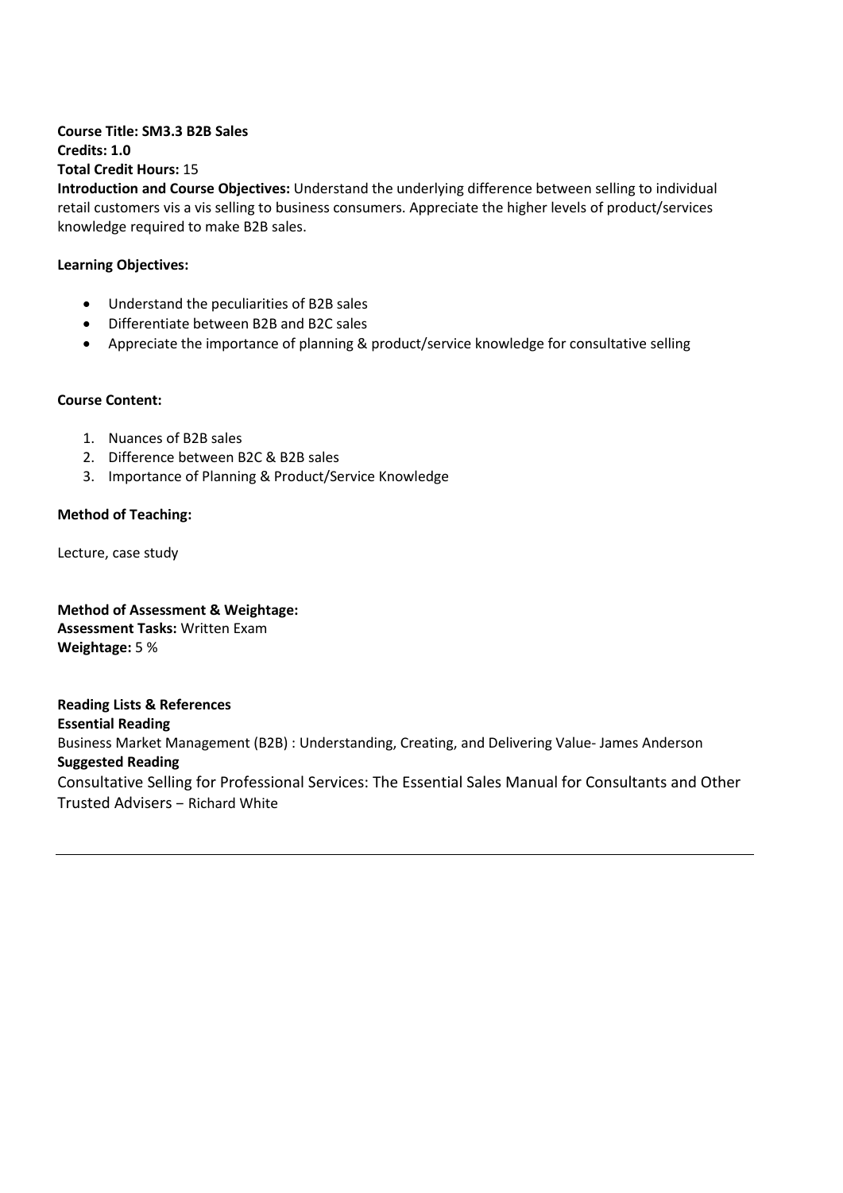**Course Title: SM3.3 B2B Sales**
**Credits: 1.0**
**Total Credit Hours:** 15
**Introduction and Course Objectives:** Understand the underlying difference between selling to individual retail customers vis a vis selling to business consumers. Appreciate the higher levels of product/services knowledge required to make B2B sales.

**Learning Objectives:**

- Understand the peculiarities of B2B sales
- Differentiate between B2B and B2C sales
- Appreciate the importance of planning & product/service knowledge for consultative selling

**Course Content:**

1. Nuances of B2B sales
2. Difference between B2C & B2B sales
3. Importance of Planning & Product/Service Knowledge

**Method of Teaching:**

Lecture, case study

**Method of Assessment & Weightage:**
**Assessment Tasks:** Written Exam
**Weightage:** 5 %

**Reading Lists & References**
**Essential Reading**
Business Market Management (B2B) : Understanding, Creating, and Delivering Value- James Anderson
**Suggested Reading**
Consultative Selling for Professional Services: The Essential Sales Manual for Consultants and Other Trusted Advisers – Richard White

---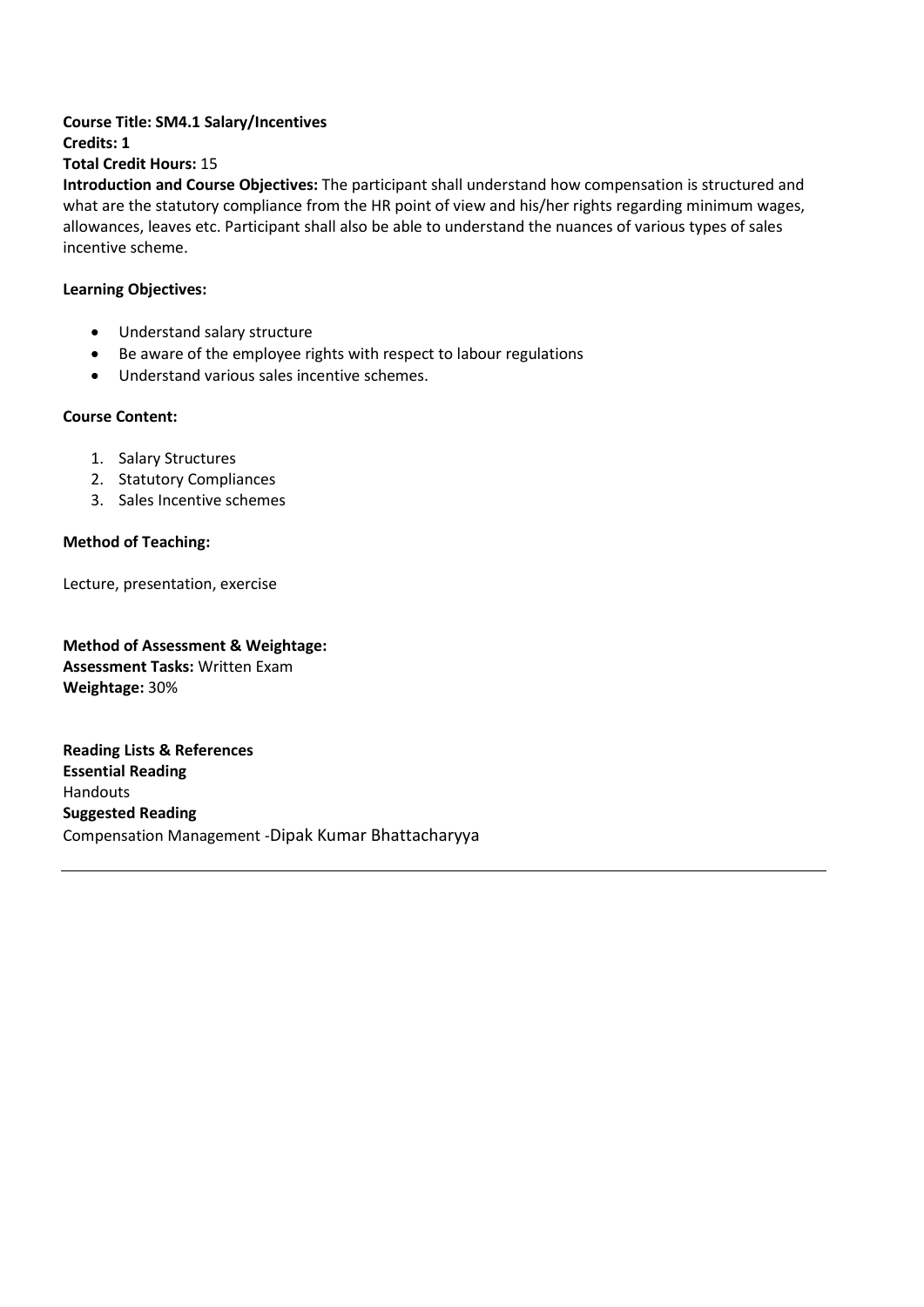**Course Title: SM4.1 Salary/Incentives**
**Credits: 1**
**Total Credit Hours:** 15
**Introduction and Course Objectives:** The participant shall understand how compensation is structured and what are the statutory compliance from the HR point of view and his/her rights regarding minimum wages, allowances, leaves etc. Participant shall also be able to understand the nuances of various types of sales incentive scheme.

**Learning Objectives:**

- Understand salary structure
- Be aware of the employee rights with respect to labour regulations
- Understand various sales incentive schemes.

**Course Content:**

1. Salary Structures
2. Statutory Compliances
3. Sales Incentive schemes

**Method of Teaching:**

Lecture, presentation, exercise

**Method of Assessment & Weightage:**
**Assessment Tasks:** Written Exam
**Weightage:** 30%

**Reading Lists & References**
**Essential Reading**
Handouts
**Suggested Reading**
Compensation Management -Dipak Kumar Bhattacharyya

---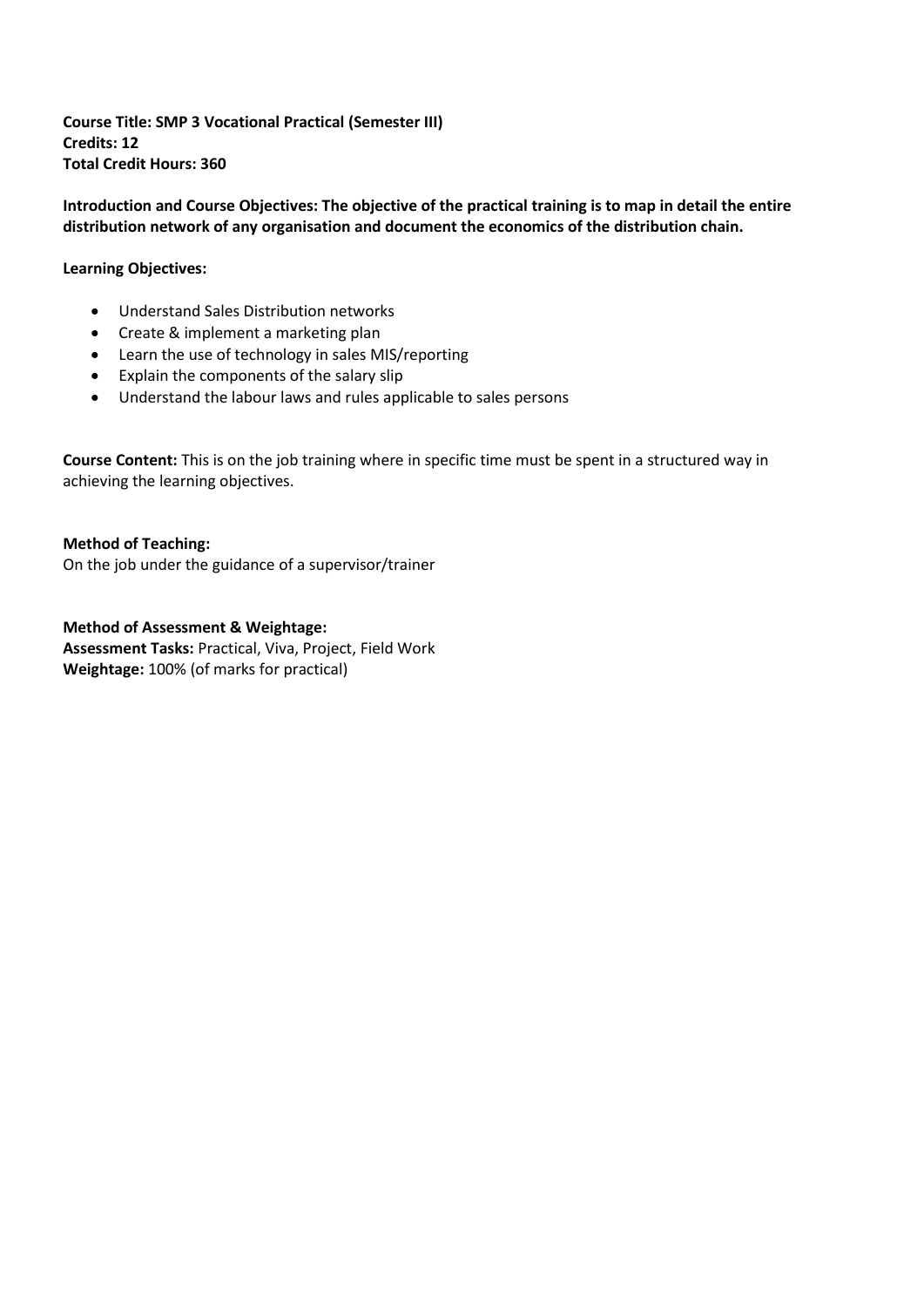**Course Title: SMP 3 Vocational Practical (Semester III)**
**Credits: 12**
**Total Credit Hours: 360**

**Introduction and Course Objectives: The objective of the practical training is to map in detail the entire distribution network of any organisation and document the economics of the distribution chain.**

**Learning Objectives:**

- Understand Sales Distribution networks
- Create & implement a marketing plan
- Learn the use of technology in sales MIS/reporting
- Explain the components of the salary slip
- Understand the labour laws and rules applicable to sales persons

**Course Content:** This is on the job training where in specific time must be spent in a structured way in achieving the learning objectives.

**Method of Teaching:**
On the job under the guidance of a supervisor/trainer

**Method of Assessment & Weightage:**
**Assessment Tasks:** Practical, Viva, Project, Field Work
**Weightage:** 100% (of marks for practical)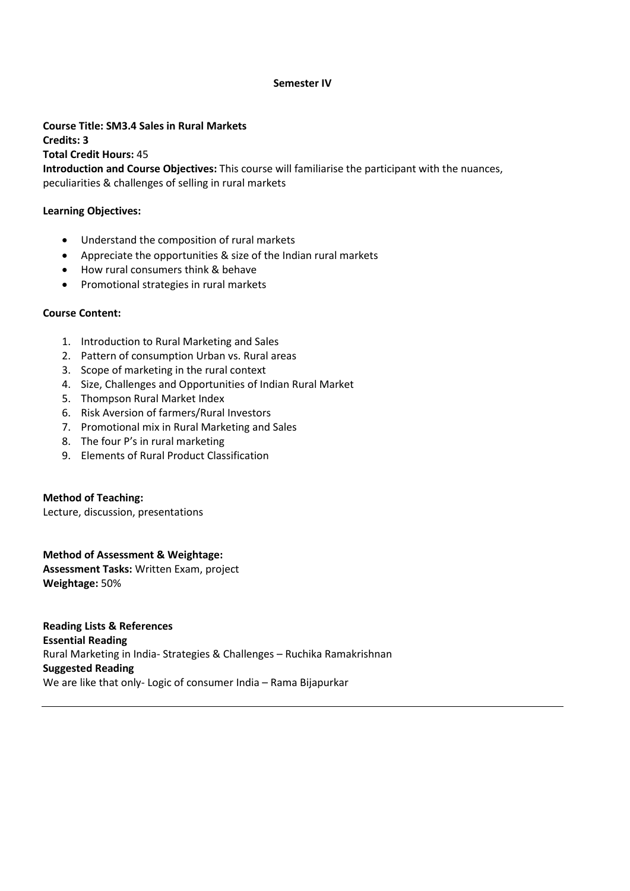**Semester IV**

**Course Title: SM3.4 Sales in Rural Markets**
**Credits: 3**
**Total Credit Hours:** 45
**Introduction and Course Objectives:** This course will familiarise the participant with the nuances, peculiarities & challenges of selling in rural markets

**Learning Objectives:**

- Understand the composition of rural markets
- Appreciate the opportunities & size of the Indian rural markets
- How rural consumers think & behave
- Promotional strategies in rural markets

**Course Content:**

1. Introduction to Rural Marketing and Sales
2. Pattern of consumption Urban vs. Rural areas
3. Scope of marketing in the rural context
4. Size, Challenges and Opportunities of Indian Rural Market
5. Thompson Rural Market Index
6. Risk Aversion of farmers/Rural Investors
7. Promotional mix in Rural Marketing and Sales
8. The four P's in rural marketing
9. Elements of Rural Product Classification

**Method of Teaching:**
Lecture, discussion, presentations

**Method of Assessment & Weightage:**
**Assessment Tasks:** Written Exam, project
**Weightage:** 50%

**Reading Lists & References**
**Essential Reading**
Rural Marketing in India- Strategies & Challenges – Ruchika Ramakrishnan
**Suggested Reading**
We are like that only- Logic of consumer India – Rama Bijapurkar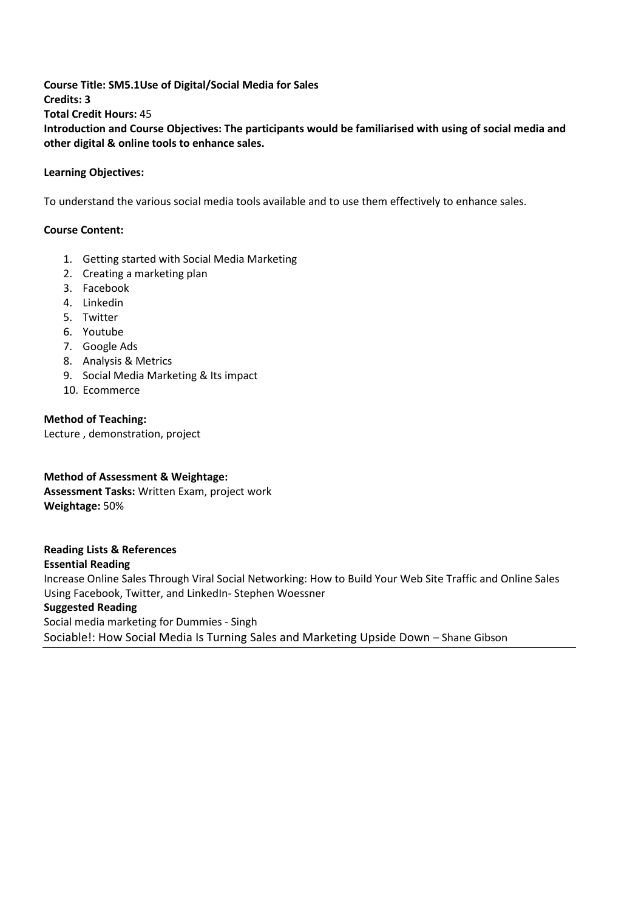**Course Title: SM5.1Use of Digital/Social Media for Sales**
**Credits: 3**
**Total Credit Hours:** 45
**Introduction and Course Objectives: The participants would be familiarised with using of social media and other digital & online tools to enhance sales.**

**Learning Objectives:**

To understand the various social media tools available and to use them effectively to enhance sales.

**Course Content:**

1. Getting started with Social Media Marketing
2. Creating a marketing plan
3. Facebook
4. Linkedin
5. Twitter
6. Youtube
7. Google Ads
8. Analysis & Metrics
9. Social Media Marketing & Its impact
10. Ecommerce

**Method of Teaching:**
Lecture , demonstration, project

**Method of Assessment & Weightage:**
**Assessment Tasks:** Written Exam, project work
**Weightage:** 50%

**Reading Lists & References**
**Essential Reading**
Increase Online Sales Through Viral Social Networking: How to Build Your Web Site Traffic and Online Sales Using Facebook, Twitter, and LinkedIn- Stephen Woessner
**Suggested Reading**
Social media marketing for Dummies - Singh
Sociable!: How Social Media Is Turning Sales and Marketing Upside Down – Shane Gibson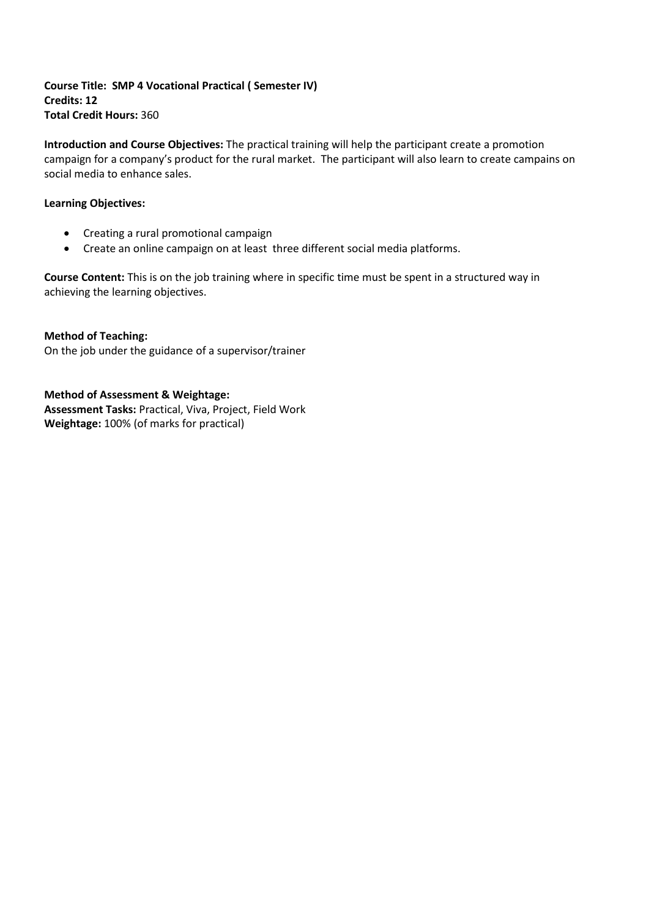**Course Title: SMP 4 Vocational Practical ( Semester IV)**
**Credits: 12**
**Total Credit Hours:** 360

**Introduction and Course Objectives:** The practical training will help the participant create a promotion campaign for a company's product for the rural market. The participant will also learn to create campains on social media to enhance sales.

**Learning Objectives:**

- Creating a rural promotional campaign
- Create an online campaign on at least three different social media platforms.

**Course Content:** This is on the job training where in specific time must be spent in a structured way in achieving the learning objectives.

**Method of Teaching:**
On the job under the guidance of a supervisor/trainer

**Method of Assessment & Weightage:**
**Assessment Tasks:** Practical, Viva, Project, Field Work
**Weightage:** 100% (of marks for practical)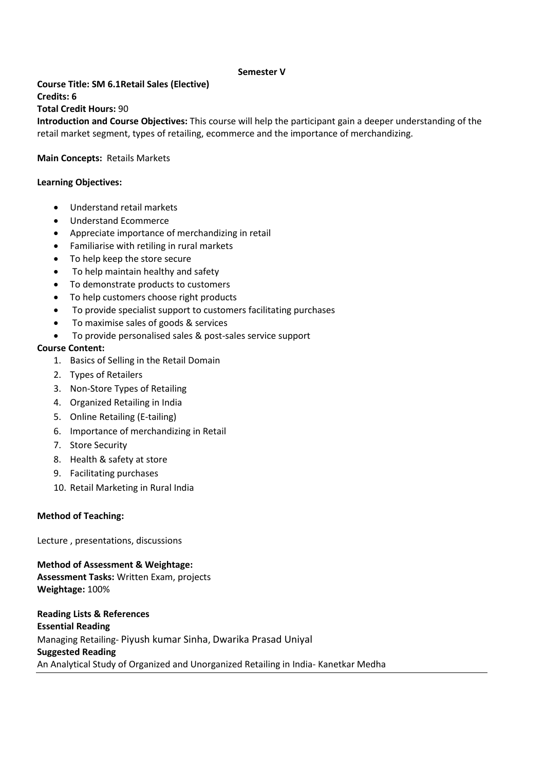**Semester V**

**Course Title: SM 6.1Retail Sales (Elective)**
**Credits: 6**
**Total Credit Hours:** 90
**Introduction and Course Objectives:** This course will help the participant gain a deeper understanding of the retail market segment, types of retailing, ecommerce and the importance of merchandizing.

**Main Concepts:** Retails Markets

**Learning Objectives:**

- Understand retail markets
- Understand Ecommerce
- Appreciate importance of merchandizing in retail
- Familiarise with retiling in rural markets
- To help keep the store secure
- To help maintain healthy and safety
- To demonstrate products to customers
- To help customers choose right products
- To provide specialist support to customers facilitating purchases
- To maximise sales of goods & services
- To provide personalised sales & post-sales service support

**Course Content:**

1. Basics of Selling in the Retail Domain
2. Types of Retailers
3. Non-Store Types of Retailing
4. Organized Retailing in India
5. Online Retailing (E-tailing)
6. Importance of merchandizing in Retail
7. Store Security
8. Health & safety at store
9. Facilitating purchases
10. Retail Marketing in Rural India

**Method of Teaching:**

Lecture , presentations, discussions

**Method of Assessment & Weightage:**
**Assessment Tasks:** Written Exam, projects
**Weightage:** 100%

**Reading Lists & References**
**Essential Reading**
Managing Retailing- Piyush kumar Sinha, Dwarika Prasad Uniyal
**Suggested Reading**
An Analytical Study of Organized and Unorganized Retailing in India- Kanetkar Medha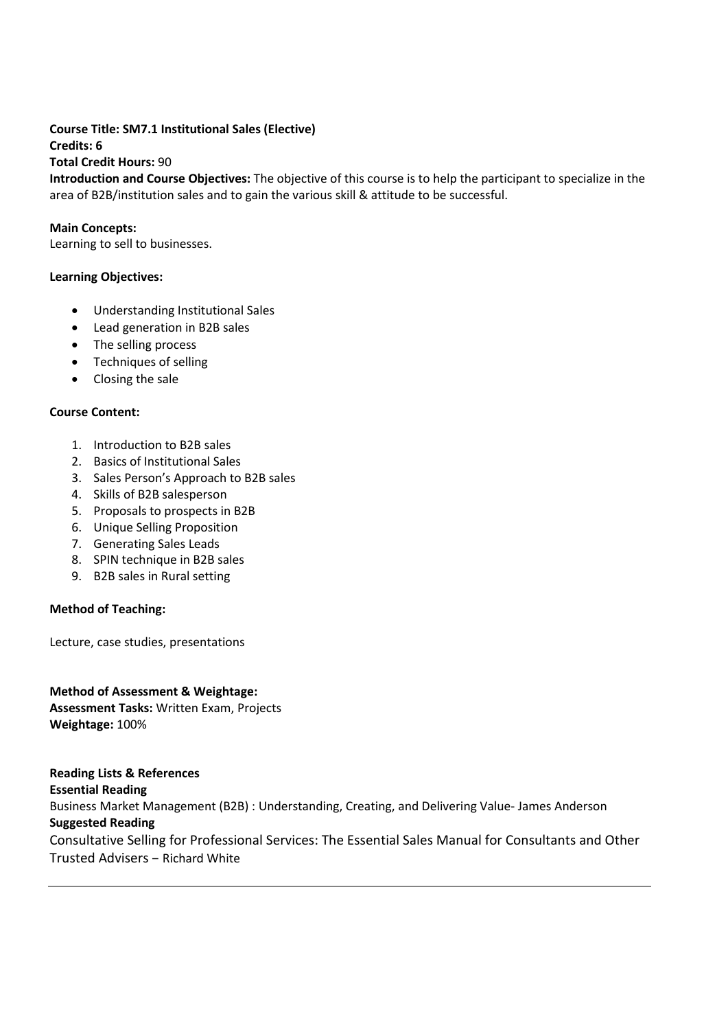**Course Title: SM7.1 Institutional Sales (Elective)**
**Credits: 6**
**Total Credit Hours:** 90
**Introduction and Course Objectives:** The objective of this course is to help the participant to specialize in the area of B2B/institution sales and to gain the various skill & attitude to be successful.

**Main Concepts:**
Learning to sell to businesses.

**Learning Objectives:**

- Understanding Institutional Sales
- Lead generation in B2B sales
- The selling process
- Techniques of selling
- Closing the sale

**Course Content:**

1. Introduction to B2B sales
2. Basics of Institutional Sales
3. Sales Person's Approach to B2B sales
4. Skills of B2B salesperson
5. Proposals to prospects in B2B
6. Unique Selling Proposition
7. Generating Sales Leads
8. SPIN technique in B2B sales
9. B2B sales in Rural setting

**Method of Teaching:**

Lecture, case studies, presentations

**Method of Assessment & Weightage:**
**Assessment Tasks:** Written Exam, Projects
**Weightage:** 100%

**Reading Lists & References**
**Essential Reading**
Business Market Management (B2B) : Understanding, Creating, and Delivering Value- James Anderson
**Suggested Reading**
Consultative Selling for Professional Services: The Essential Sales Manual for Consultants and Other Trusted Advisers – Richard White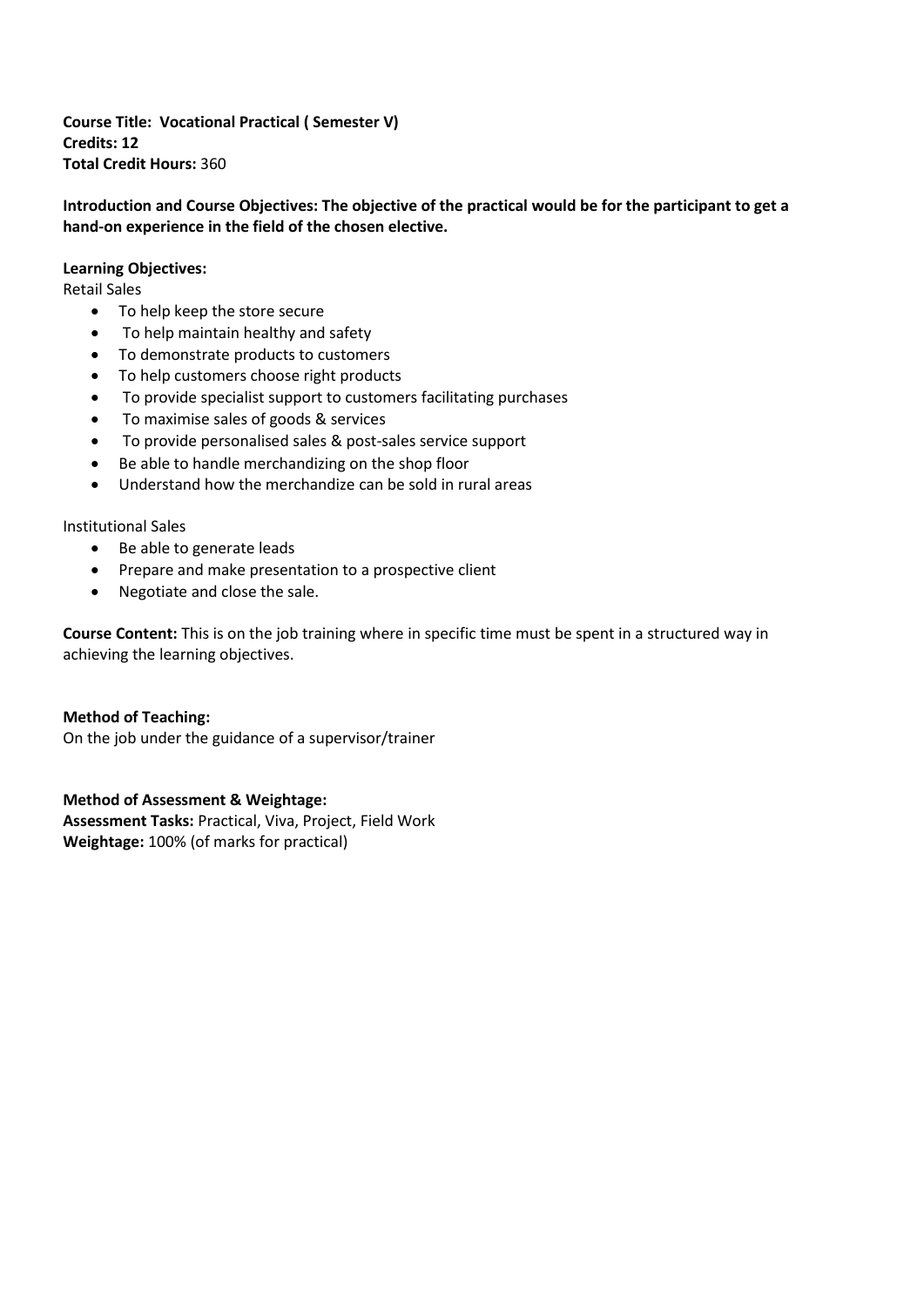**Course Title: Vocational Practical ( Semester V)**
**Credits: 12**
**Total Credit Hours:** 360

**Introduction and Course Objectives: The objective of the practical would be for the participant to get a hand-on experience in the field of the chosen elective.**

**Learning Objectives:**

Retail Sales

- To help keep the store secure
- To help maintain healthy and safety
- To demonstrate products to customers
- To help customers choose right products
- To provide specialist support to customers facilitating purchases
- To maximise sales of goods & services
- To provide personalised sales & post-sales service support
- Be able to handle merchandizing on the shop floor
- Understand how the merchandize can be sold in rural areas

Institutional Sales

- Be able to generate leads
- Prepare and make presentation to a prospective client
- Negotiate and close the sale.

**Course Content:** This is on the job training where in specific time must be spent in a structured way in achieving the learning objectives.

**Method of Teaching:**
On the job under the guidance of a supervisor/trainer

**Method of Assessment & Weightage:**
**Assessment Tasks:** Practical, Viva, Project, Field Work
**Weightage:** 100% (of marks for practical)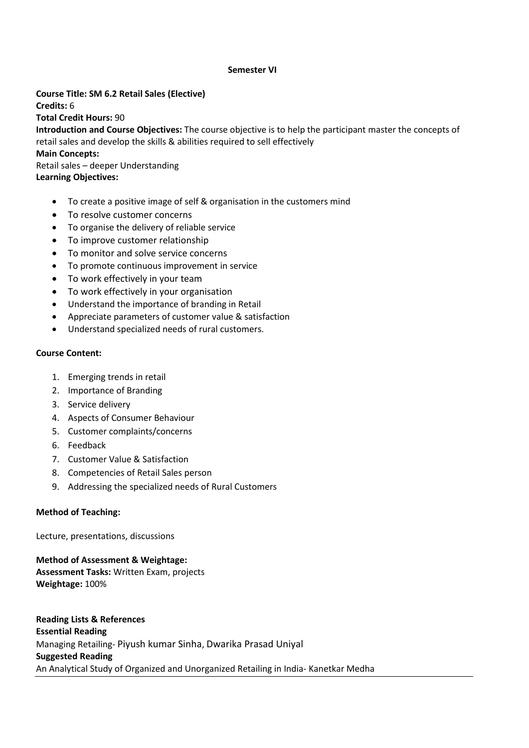**Semester VI**

**Course Title: SM 6.2 Retail Sales (Elective)**
**Credits:** 6
**Total Credit Hours:** 90
**Introduction and Course Objectives:** The course objective is to help the participant master the concepts of retail sales and develop the skills & abilities required to sell effectively
**Main Concepts:**
Retail sales – deeper Understanding
**Learning Objectives:**

- To create a positive image of self & organisation in the customers mind
- To resolve customer concerns
- To organise the delivery of reliable service
- To improve customer relationship
- To monitor and solve service concerns
- To promote continuous improvement in service
- To work effectively in your team
- To work effectively in your organisation
- Understand the importance of branding in Retail
- Appreciate parameters of customer value & satisfaction
- Understand specialized needs of rural customers.

**Course Content:**

1. Emerging trends in retail
2. Importance of Branding
3. Service delivery
4. Aspects of Consumer Behaviour
5. Customer complaints/concerns
6. Feedback
7. Customer Value & Satisfaction
8. Competencies of Retail Sales person
9. Addressing the specialized needs of Rural Customers

**Method of Teaching:**

Lecture, presentations, discussions

**Method of Assessment & Weightage:**
**Assessment Tasks:** Written Exam, projects
**Weightage:** 100%

**Reading Lists & References**
**Essential Reading**
Managing Retailing- Piyush kumar Sinha, Dwarika Prasad Uniyal
**Suggested Reading**
An Analytical Study of Organized and Unorganized Retailing in India- Kanetkar Medha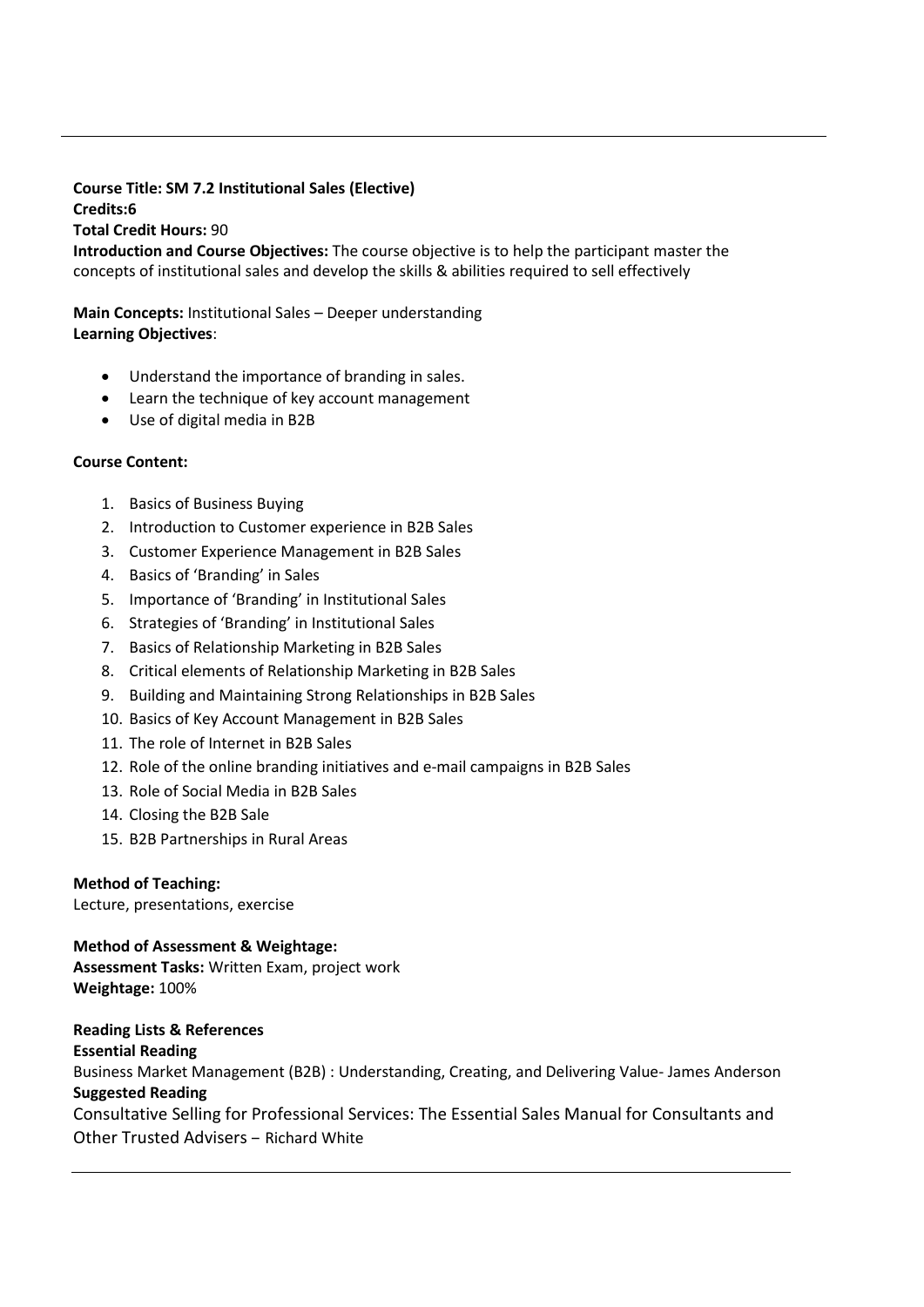**Course Title: SM 7.2 Institutional Sales (Elective)**
**Credits:6**
**Total Credit Hours:** 90
**Introduction and Course Objectives:** The course objective is to help the participant master the concepts of institutional sales and develop the skills & abilities required to sell effectively

**Main Concepts:** Institutional Sales – Deeper understanding
**Learning Objectives**:

- Understand the importance of branding in sales.
- Learn the technique of key account management
- Use of digital media in B2B

**Course Content:**

1. Basics of Business Buying
2. Introduction to Customer experience in B2B Sales
3. Customer Experience Management in B2B Sales
4. Basics of 'Branding' in Sales
5. Importance of 'Branding' in Institutional Sales
6. Strategies of 'Branding' in Institutional Sales
7. Basics of Relationship Marketing in B2B Sales
8. Critical elements of Relationship Marketing in B2B Sales
9. Building and Maintaining Strong Relationships in B2B Sales
10. Basics of Key Account Management in B2B Sales
11. The role of Internet in B2B Sales
12. Role of the online branding initiatives and e-mail campaigns in B2B Sales
13. Role of Social Media in B2B Sales
14. Closing the B2B Sale
15. B2B Partnerships in Rural Areas

**Method of Teaching:**
Lecture, presentations, exercise

**Method of Assessment & Weightage:**
**Assessment Tasks:** Written Exam, project work
**Weightage:** 100%

**Reading Lists & References**
**Essential Reading**
Business Market Management (B2B) : Understanding, Creating, and Delivering Value- James Anderson
**Suggested Reading**
Consultative Selling for Professional Services: The Essential Sales Manual for Consultants and Other Trusted Advisers – Richard White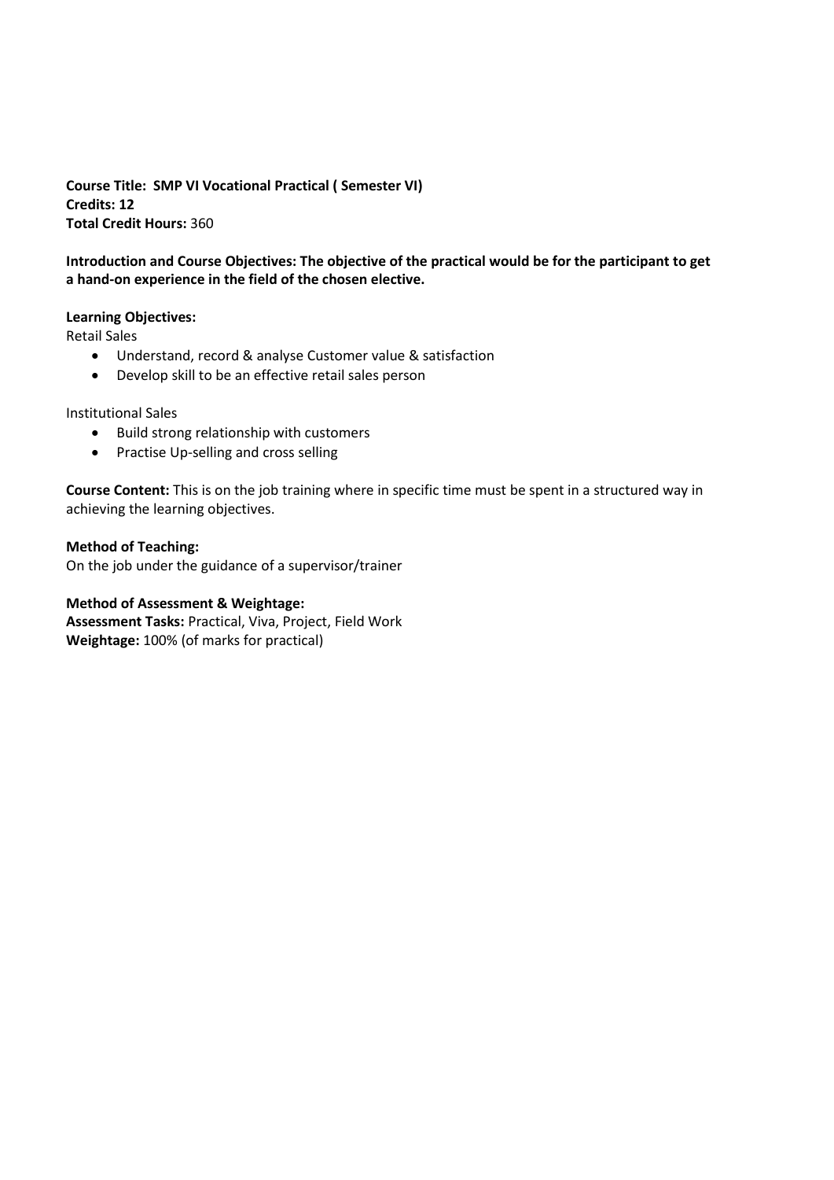**Course Title: SMP VI Vocational Practical ( Semester VI)**
**Credits: 12**
**Total Credit Hours:** 360

**Introduction and Course Objectives: The objective of the practical would be for the participant to get a hand-on experience in the field of the chosen elective.**

**Learning Objectives:**

Retail Sales

- Understand, record & analyse Customer value & satisfaction
- Develop skill to be an effective retail sales person

Institutional Sales

- Build strong relationship with customers
- Practise Up-selling and cross selling

**Course Content:** This is on the job training where in specific time must be spent in a structured way in achieving the learning objectives.

**Method of Teaching:**

On the job under the guidance of a supervisor/trainer

**Method of Assessment & Weightage:**

**Assessment Tasks:** Practical, Viva, Project, Field Work
**Weightage:** 100% (of marks for practical)